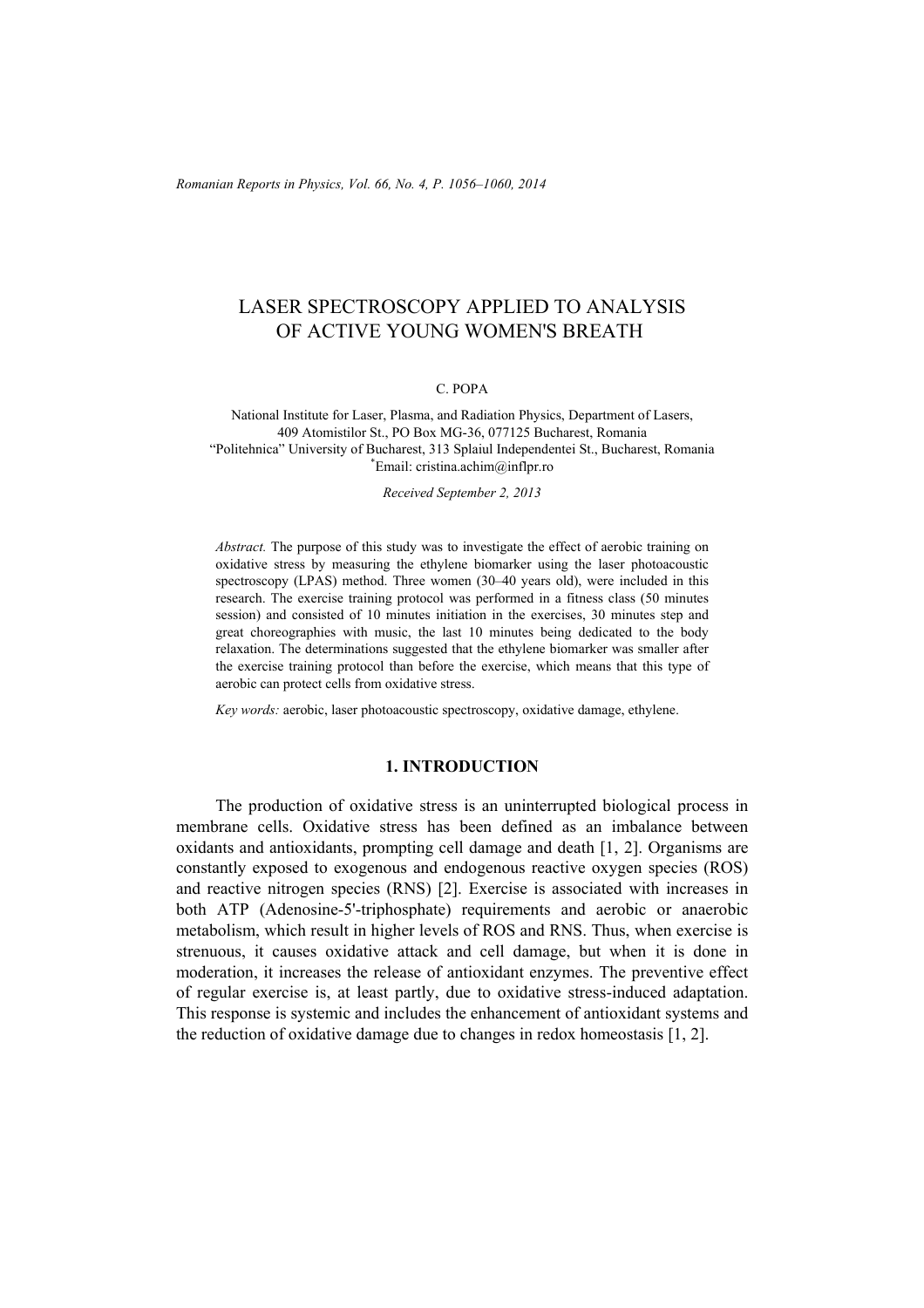# LASER SPECTROSCOPY APPLIED TO ANALYSIS OF ACTIVE YOUNG WOMEN'S BREATH

C. POPA

National Institute for Laser, Plasma, and Radiation Physics, Department of Lasers, 409 Atomistilor St., PO Box MG-36, 077125 Bucharest, Romania
"Politehnica" University of Bucharest, 313 Splaiul Independentei St., Bucharest, Romania
*Email: cristina.achim@inflpr.ro

*Received September 2, 2013*

*Abstract.* The purpose of this study was to investigate the effect of aerobic training on oxidative stress by measuring the ethylene biomarker using the laser photoacoustic spectroscopy (LPAS) method. Three women (30–40 years old), were included in this research. The exercise training protocol was performed in a fitness class (50 minutes session) and consisted of 10 minutes initiation in the exercises, 30 minutes step and great choreographies with music, the last 10 minutes being dedicated to the body relaxation. The determinations suggested that the ethylene biomarker was smaller after the exercise training protocol than before the exercise, which means that this type of aerobic can protect cells from oxidative stress.

*Key words:* aerobic, laser photoacoustic spectroscopy, oxidative damage, ethylene.

## 1. INTRODUCTION

The production of oxidative stress is an uninterrupted biological process in membrane cells. Oxidative stress has been defined as an imbalance between oxidants and antioxidants, prompting cell damage and death [1, 2]. Organisms are constantly exposed to exogenous and endogenous reactive oxygen species (ROS) and reactive nitrogen species (RNS) [2]. Exercise is associated with increases in both ATP (Adenosine-5'-triphosphate) requirements and aerobic or anaerobic metabolism, which result in higher levels of ROS and RNS. Thus, when exercise is strenuous, it causes oxidative attack and cell damage, but when it is done in moderation, it increases the release of antioxidant enzymes. The preventive effect of regular exercise is, at least partly, due to oxidative stress-induced adaptation. This response is systemic and includes the enhancement of antioxidant systems and the reduction of oxidative damage due to changes in redox homeostasis [1, 2].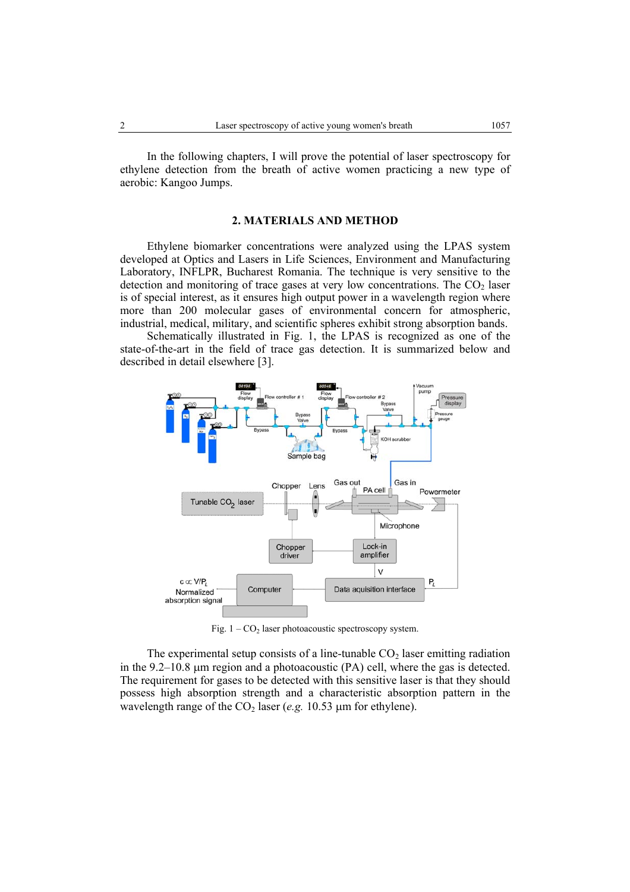In the following chapters, I will prove the potential of laser spectroscopy for ethylene detection from the breath of active women practicing a new type of aerobic: Kangoo Jumps.

## 2. MATERIALS AND METHOD

Ethylene biomarker concentrations were analyzed using the LPAS system developed at Optics and Lasers in Life Sciences, Environment and Manufacturing Laboratory, INFLPR, Bucharest Romania. The technique is very sensitive to the detection and monitoring of trace gases at very low concentrations. The $CO_2$ laser is of special interest, as it ensures high output power in a wavelength region where more than 200 molecular gases of environmental concern for atmospheric, industrial, medical, military, and scientific spheres exhibit strong absorption bands.

Schematically illustrated in Fig. 1, the LPAS is recognized as one of the state-of-the-art in the field of trace gas detection. It is summarized below and described in detail elsewhere [3].

Flow display
Flow controller # 1
Flow display
Flow controller # 2
Vacuum pump
Pressure display
Pressure geuge
Bypass Valve
Bypass Valve
Bypass
Bypass
KOH scrubber
Sample bag
Gas out
Gas in
Chopper
Lens
PA cell
Powermeter
Tunable $CO_2$ laser
Microphone
Chopper driver
Lock-in amplifier
V
$P_L$
$c \propto V/P_L$
Normalized absorption signal
Computer
Data acquisition interface

Fig. 1 – $CO_2$ laser photoacoustic spectroscopy system.

The experimental setup consists of a line-tunable $CO_2$ laser emitting radiation in the 9.2–10.8 µm region and a photoacoustic (PA) cell, where the gas is detected. The requirement for gases to be detected with this sensitive laser is that they should possess high absorption strength and a characteristic absorption pattern in the wavelength range of the $CO_2$ laser (*e.g.* 10.53 µm for ethylene).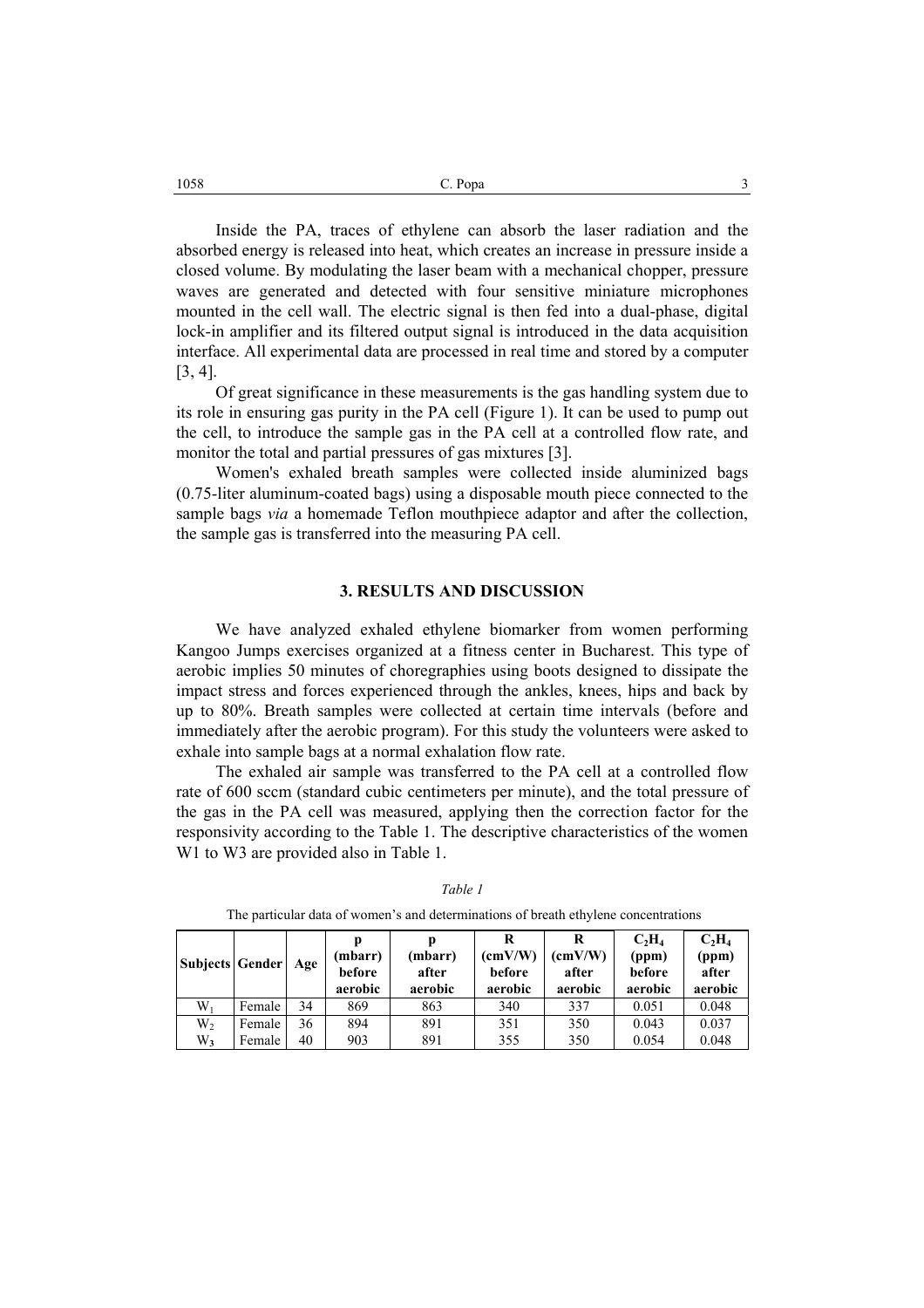Inside the PA, traces of ethylene can absorb the laser radiation and the absorbed energy is released into heat, which creates an increase in pressure inside a closed volume. By modulating the laser beam with a mechanical chopper, pressure waves are generated and detected with four sensitive miniature microphones mounted in the cell wall. The electric signal is then fed into a dual-phase, digital lock-in amplifier and its filtered output signal is introduced in the data acquisition interface. All experimental data are processed in real time and stored by a computer [3, 4].

Of great significance in these measurements is the gas handling system due to its role in ensuring gas purity in the PA cell (Figure 1). It can be used to pump out the cell, to introduce the sample gas in the PA cell at a controlled flow rate, and monitor the total and partial pressures of gas mixtures [3].

Women's exhaled breath samples were collected inside aluminized bags (0.75-liter aluminum-coated bags) using a disposable mouth piece connected to the sample bags *via* a homemade Teflon mouthpiece adaptor and after the collection, the sample gas is transferred into the measuring PA cell.

## 3. RESULTS AND DISCUSSION

We have analyzed exhaled ethylene biomarker from women performing Kangoo Jumps exercises organized at a fitness center in Bucharest. This type of aerobic implies 50 minutes of choregraphies using boots designed to dissipate the impact stress and forces experienced through the ankles, knees, hips and back by up to 80%. Breath samples were collected at certain time intervals (before and immediately after the aerobic program). For this study the volunteers were asked to exhale into sample bags at a normal exhalation flow rate.

The exhaled air sample was transferred to the PA cell at a controlled flow rate of 600 sccm (standard cubic centimeters per minute), and the total pressure of the gas in the PA cell was measured, applying then the correction factor for the responsivity according to the Table 1. The descriptive characteristics of the women W1 to W3 are provided also in Table 1.

*Table 1*

The particular data of women's and determinations of breath ethylene concentrations

| Subjects | Gender | Age | p (mbarr) before aerobic | p (mbarr) after aerobic | R (cmV/W) before aerobic | R (cmV/W) after aerobic | $C_2H_4$ (ppm) before aerobic | $C_2H_4$ (ppm) after aerobic |
|---|---|---|---|---|---|---|---|---|
| $W_1$ | Female | 34 | 869 | 863 | 340 | 337 | 0.051 | 0.048 |
| $W_2$ | Female | 36 | 894 | 891 | 351 | 350 | 0.043 | 0.037 |
| $W_3$ | Female | 40 | 903 | 891 | 355 | 350 | 0.054 | 0.048 |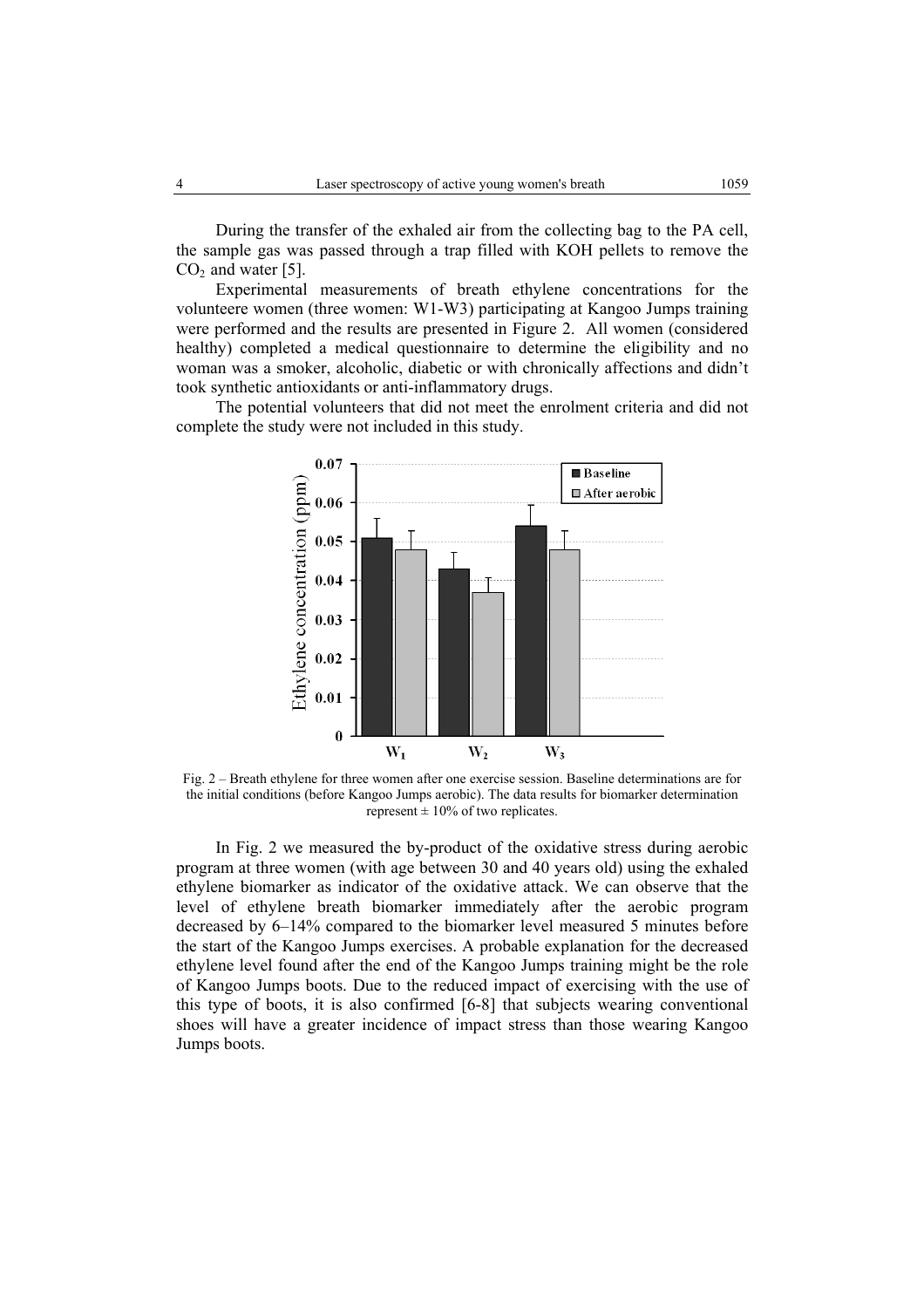During the transfer of the exhaled air from the collecting bag to the PA cell, the sample gas was passed through a trap filled with KOH pellets to remove the $CO_2$ and water [5].

Experimental measurements of breath ethylene concentrations for the volunteere women (three women: W1-W3) participating at Kangoo Jumps training were performed and the results are presented in Figure 2. All women (considered healthy) completed a medical questionnaire to determine the eligibility and no woman was a smoker, alcoholic, diabetic or with chronically affections and didn't took synthetic antioxidants or anti-inflammatory drugs.

The potential volunteers that did not meet the enrolment criteria and did not complete the study were not included in this study.

Ethylene concentration (ppm)
0.07
0.06
0.05
0.04
0.03
0.02
0.01
0
■ Baseline
□ After aerobic
$W_1$ $W_2$ $W_3$

Fig. 2 – Breath ethylene for three women after one exercise session. Baseline determinations are for the initial conditions (before Kangoo Jumps aerobic). The data results for biomarker determination represent ± 10% of two replicates.

In Fig. 2 we measured the by-product of the oxidative stress during aerobic program at three women (with age between 30 and 40 years old) using the exhaled ethylene biomarker as indicator of the oxidative attack. We can observe that the level of ethylene breath biomarker immediately after the aerobic program decreased by 6–14% compared to the biomarker level measured 5 minutes before the start of the Kangoo Jumps exercises. A probable explanation for the decreased ethylene level found after the end of the Kangoo Jumps training might be the role of Kangoo Jumps boots. Due to the reduced impact of exercising with the use of this type of boots, it is also confirmed [6-8] that subjects wearing conventional shoes will have a greater incidence of impact stress than those wearing Kangoo Jumps boots.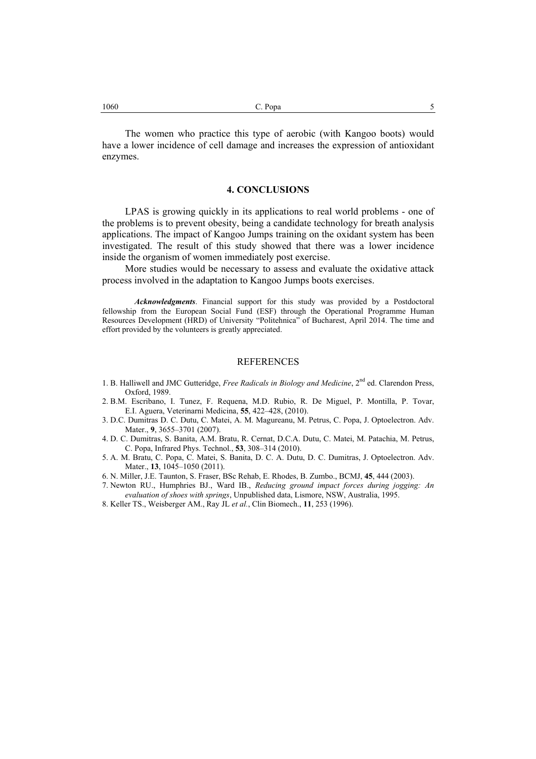The women who practice this type of aerobic (with Kangoo boots) would have a lower incidence of cell damage and increases the expression of antioxidant enzymes.

## 4. CONCLUSIONS

LPAS is growing quickly in its applications to real world problems - one of the problems is to prevent obesity, being a candidate technology for breath analysis applications. The impact of Kangoo Jumps training on the oxidant system has been investigated. The result of this study showed that there was a lower incidence inside the organism of women immediately post exercise.

More studies would be necessary to assess and evaluate the oxidative attack process involved in the adaptation to Kangoo Jumps boots exercises.

***Acknowledgments***. Financial support for this study was provided by a Postdoctoral fellowship from the European Social Fund (ESF) through the Operational Programme Human Resources Development (HRD) of University "Politehnica" of Bucharest, April 2014. The time and effort provided by the volunteers is greatly appreciated.

## REFERENCES

1. B. Halliwell and JMC Gutteridge, *Free Radicals in Biology and Medicine*, 2nd ed. Clarendon Press, Oxford, 1989.
2. B.M. Escribano, I. Tunez, F. Requena, M.D. Rubio, R. De Miguel, P. Montilla, P. Tovar, E.I. Aguera, Veterinarni Medicina, **55**, 422–428, (2010).
3. D.C. Dumitras D. C. Dutu, C. Matei, A. M. Magureanu, M. Petrus, C. Popa, J. Optoelectron. Adv. Mater., **9**, 3655–3701 (2007).
4. D. C. Dumitras, S. Banita, A.M. Bratu, R. Cernat, D.C.A. Dutu, C. Matei, M. Patachia, M. Petrus, C. Popa, Infrared Phys. Technol., **53**, 308–314 (2010).
5. A. M. Bratu, C. Popa, C. Matei, S. Banita, D. C. A. Dutu, D. C. Dumitras, J. Optoelectron. Adv. Mater., **13**, 1045–1050 (2011).
6. N. Miller, J.E. Taunton, S. Fraser, BSc Rehab, E. Rhodes, B. Zumbo., BCMJ, **45**, 444 (2003).
7. Newton RU., Humphries BJ., Ward IB., *Reducing ground impact forces during jogging: An evaluation of shoes with springs*, Unpublished data, Lismore, NSW, Australia, 1995.
8. Keller TS., Weisberger AM., Ray JL *et al.*, Clin Biomech., **11**, 253 (1996).